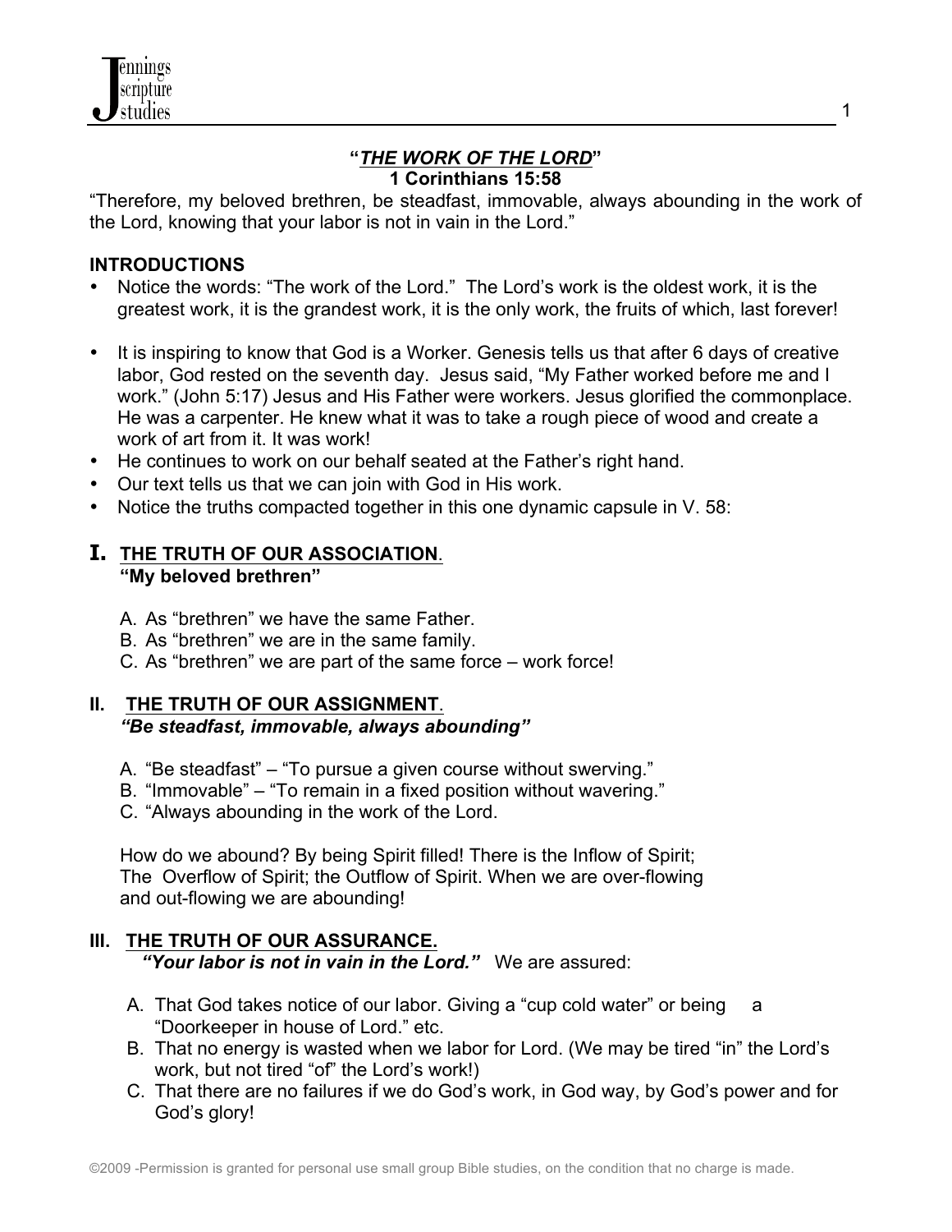# "*THE WORK OF THE LORD*"

**1 Corinthians 15:58**

"Therefore, my beloved brethren, be steadfast, immovable, always abounding in the work of the Lord, knowing that your labor is not in vain in the Lord."

## INTRODUCTIONS

- Notice the words: "The work of the Lord." The Lord's work is the oldest work, it is the greatest work, it is the grandest work, it is the only work, the fruits of which, last forever!
- It is inspiring to know that God is a Worker. Genesis tells us that after 6 days of creative labor, God rested on the seventh day. Jesus said, "My Father worked before me and I work." (John 5:17) Jesus and His Father were workers. Jesus glorified the commonplace. He was a carpenter. He knew what it was to take a rough piece of wood and create a work of art from it. It was work!
- He continues to work on our behalf seated at the Father's right hand.
- Our text tells us that we can join with God in His work.
- Notice the truths compacted together in this one dynamic capsule in V. 58:

## I. THE TRUTH OF OUR ASSOCIATION.

**"My beloved brethren"**

A. As "brethren" we have the same Father.
B. As "brethren" we are in the same family.
C. As "brethren" we are part of the same force – work force!

## II. THE TRUTH OF OUR ASSIGNMENT.

***"Be steadfast, immovable, always abounding"***

A. "Be steadfast" – "To pursue a given course without swerving."
B. "Immovable" – "To remain in a fixed position without wavering."
C. "Always abounding in the work of the Lord.

How do we abound? By being Spirit filled! There is the Inflow of Spirit; The Overflow of Spirit; the Outflow of Spirit. When we are over-flowing and out-flowing we are abounding!

## III. THE TRUTH OF OUR ASSURANCE.

***"Your labor is not in vain in the Lord."*** We are assured:

A. That God takes notice of our labor. Giving a "cup cold water" or being a "Doorkeeper in house of Lord." etc.
B. That no energy is wasted when we labor for Lord. (We may be tired "in" the Lord's work, but not tired "of" the Lord's work!)
C. That there are no failures if we do God's work, in God way, by God's power and for God's glory!

©2009 -Permission is granted for personal use small group Bible studies, on the condition that no charge is made.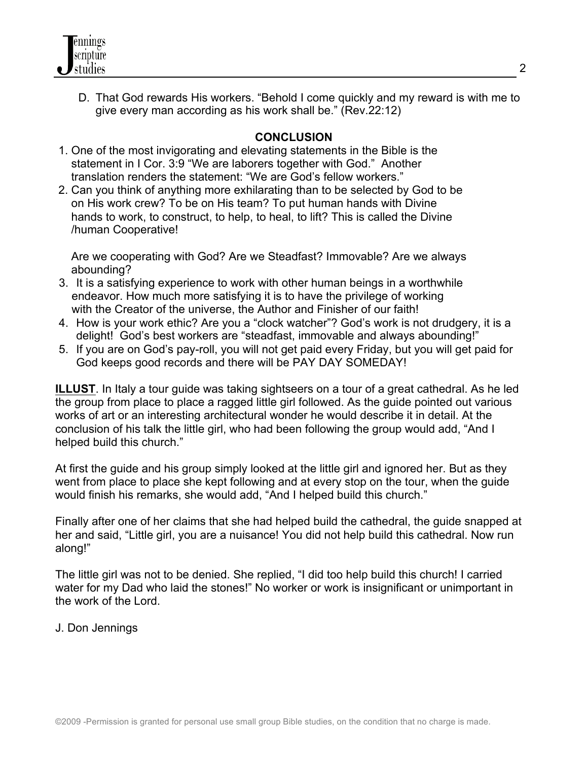D. That God rewards His workers. “Behold I come quickly and my reward is with me to give every man according as his work shall be.” (Rev.22:12)

**CONCLUSION**

1. One of the most invigorating and elevating statements in the Bible is the statement in I Cor. 3:9 “We are laborers together with God.” Another translation renders the statement: “We are God’s fellow workers.”
2. Can you think of anything more exhilarating than to be selected by God to be on His work crew? To be on His team? To put human hands with Divine hands to work, to construct, to help, to heal, to lift? This is called the Divine /human Cooperative!

   Are we cooperating with God? Are we Steadfast? Immovable? Are we always abounding?
3. It is a satisfying experience to work with other human beings in a worthwhile endeavor. How much more satisfying it is to have the privilege of working with the Creator of the universe, the Author and Finisher of our faith!
4. How is your work ethic? Are you a “clock watcher”? God’s work is not drudgery, it is a delight! God’s best workers are “steadfast, immovable and always abounding!”
5. If you are on God’s pay-roll, you will not get paid every Friday, but you will get paid for God keeps good records and there will be PAY DAY SOMEDAY!

**ILLUST**. In Italy a tour guide was taking sightseers on a tour of a great cathedral. As he led the group from place to place a ragged little girl followed. As the guide pointed out various works of art or an interesting architectural wonder he would describe it in detail. At the conclusion of his talk the little girl, who had been following the group would add, “And I helped build this church.”

At first the guide and his group simply looked at the little girl and ignored her. But as they went from place to place she kept following and at every stop on the tour, when the guide would finish his remarks, she would add, “And I helped build this church.”

Finally after one of her claims that she had helped build the cathedral, the guide snapped at her and said, “Little girl, you are a nuisance! You did not help build this cathedral. Now run along!”

The little girl was not to be denied. She replied, “I did too help build this church! I carried water for my Dad who laid the stones!” No worker or work is insignificant or unimportant in the work of the Lord.

J. Don Jennings

©2009 -Permission is granted for personal use small group Bible studies, on the condition that no charge is made.